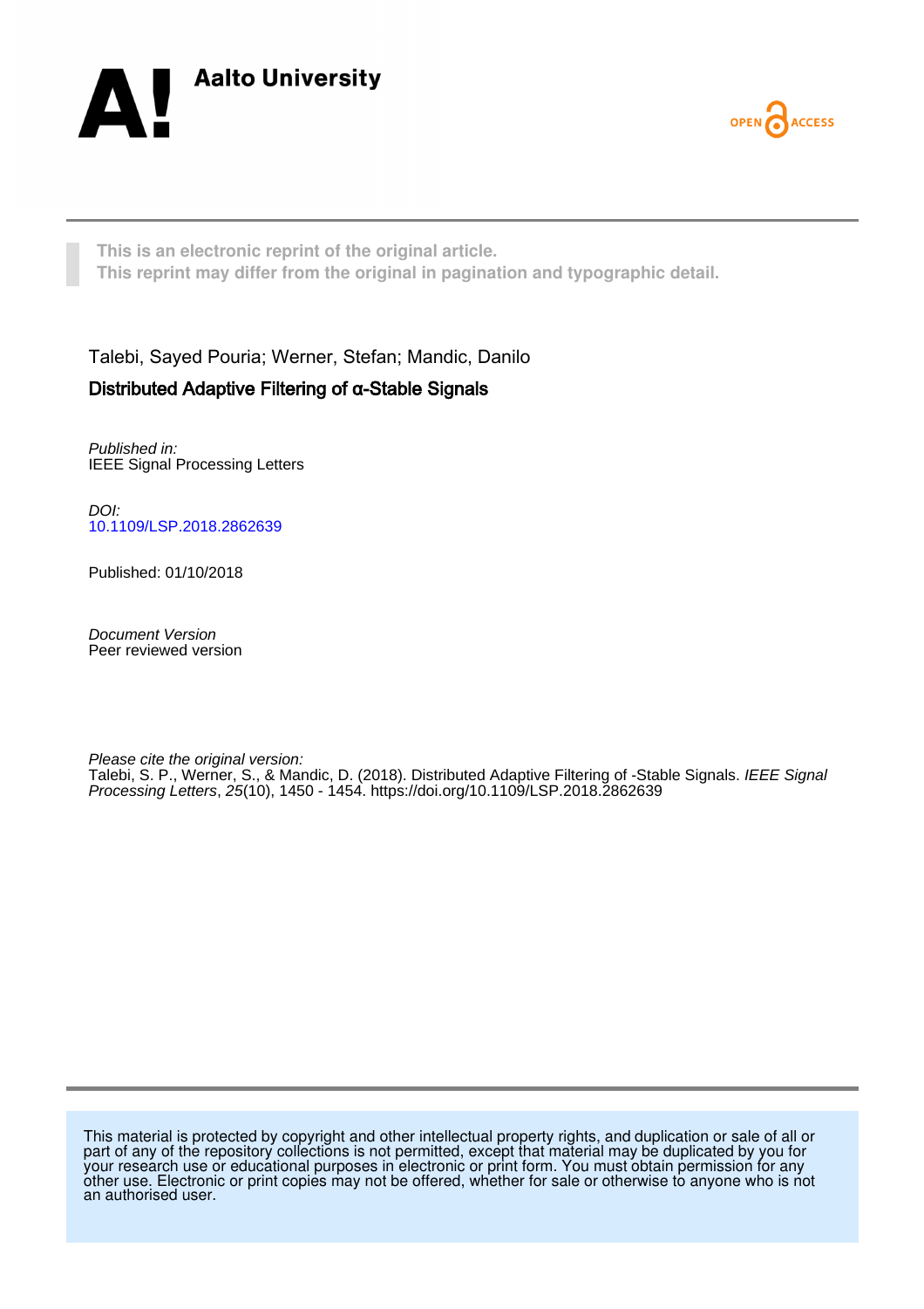Aalto University

OPEN ACCESS

This is an electronic reprint of the original article.
This reprint may differ from the original in pagination and typographic detail.

Talebi, Sayed Pouria; Werner, Stefan; Mandic, Danilo

**Distributed Adaptive Filtering of α-Stable Signals**

*Published in:*
IEEE Signal Processing Letters

*DOI:*
10.1109/LSP.2018.2862639

Published: 01/10/2018

*Document Version*
Peer reviewed version

*Please cite the original version:*
Talebi, S. P., Werner, S., & Mandic, D. (2018). Distributed Adaptive Filtering of -Stable Signals. *IEEE Signal Processing Letters*, *25*(10), 1450 - 1454. https://doi.org/10.1109/LSP.2018.2862639

This material is protected by copyright and other intellectual property rights, and duplication or sale of all or part of any of the repository collections is not permitted, except that material may be duplicated by you for your research use or educational purposes in electronic or print form. You must obtain permission for any other use. Electronic or print copies may not be offered, whether for sale or otherwise to anyone who is not an authorised user.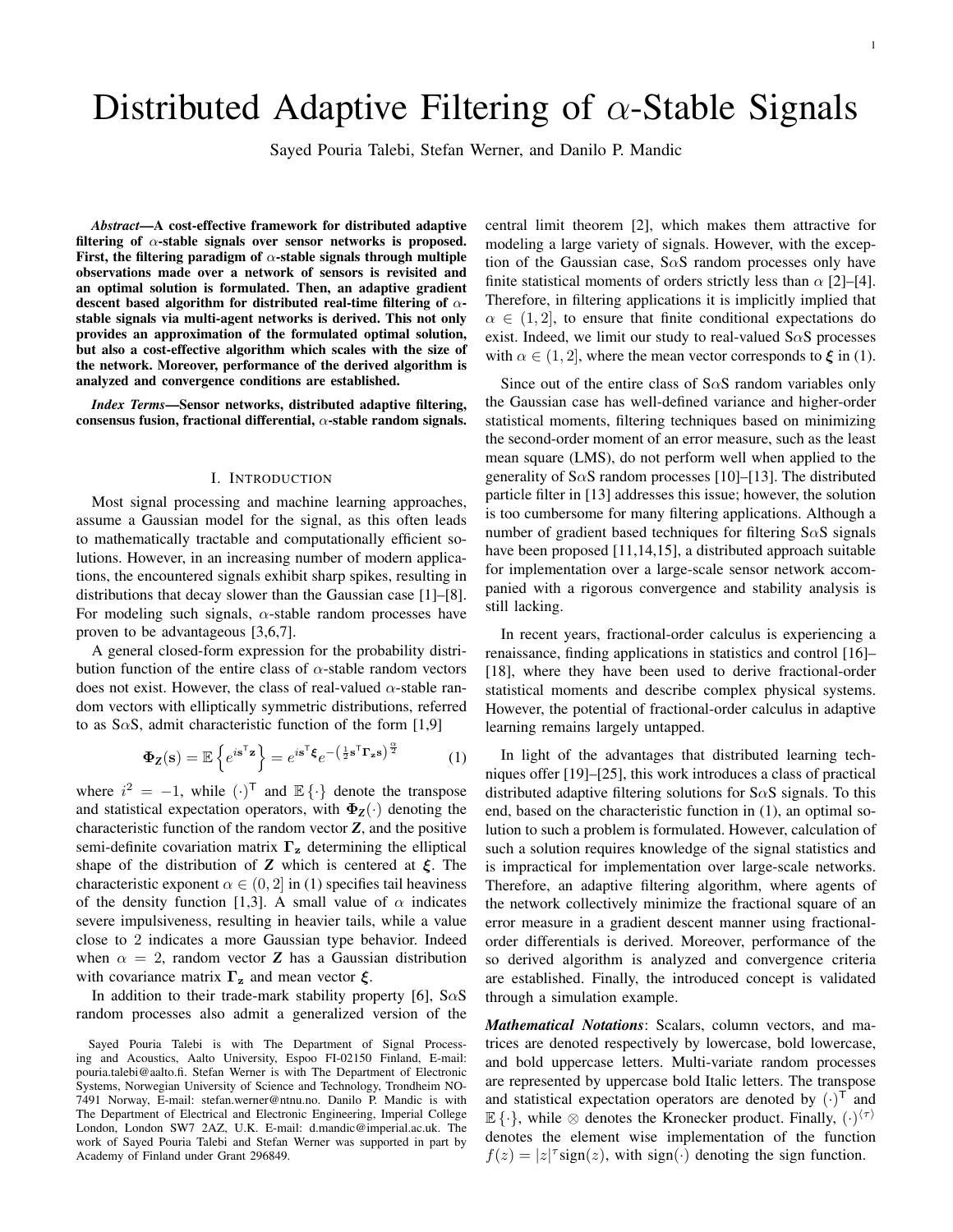# Distributed Adaptive Filtering of $\alpha$-Stable Signals

Sayed Pouria Talebi, Stefan Werner, and Danilo P. Mandic

***Abstract*—A cost-effective framework for distributed adaptive filtering of $\alpha$-stable signals over sensor networks is proposed. First, the filtering paradigm of $\alpha$-stable signals through multiple observations made over a network of sensors is revisited and an optimal solution is formulated. Then, an adaptive gradient descent based algorithm for distributed real-time filtering of $\alpha$-stable signals via multi-agent networks is derived. This not only provides an approximation of the formulated optimal solution, but also a cost-effective algorithm which scales with the size of the network. Moreover, performance of the derived algorithm is analyzed and convergence conditions are established.**

***Index Terms*—Sensor networks, distributed adaptive filtering, consensus fusion, fractional differential, $\alpha$-stable random signals.**

## I. Introduction

Most signal processing and machine learning approaches, assume a Gaussian model for the signal, as this often leads to mathematically tractable and computationally efficient solutions. However, in an increasing number of modern applications, the encountered signals exhibit sharp spikes, resulting in distributions that decay slower than the Gaussian case [1]–[8]. For modeling such signals, $\alpha$-stable random processes have proven to be advantageous [3,6,7].

A general closed-form expression for the probability distribution function of the entire class of $\alpha$-stable random vectors does not exist. However, the class of real-valued $\alpha$-stable random vectors with elliptically symmetric distributions, referred to as S$\alpha$S, admit characteristic function of the form [1,9]

$$\mathbf{\Phi}_{\boldsymbol{Z}}(\mathbf{s}) = \mathbb{E}\left\{e^{i\mathbf{s}^{\mathsf{T}}\mathbf{z}}\right\} = e^{i\mathbf{s}^{\mathsf{T}}\boldsymbol{\xi}} e^{-\left(\frac{1}{2}\mathbf{s}^{\mathsf{T}}\mathbf{\Gamma}_{\mathbf{z}}\mathbf{s}\right)^{\frac{\alpha}{2}}} \tag{1}$$

where $i^2 = -1$, while $(\cdot)^{\mathsf{T}}$ and $\mathbb{E}\{\cdot\}$ denote the transpose and statistical expectation operators, with $\mathbf{\Phi}_{\boldsymbol{Z}}(\cdot)$ denoting the characteristic function of the random vector $\boldsymbol{Z}$, and the positive semi-definite covariation matrix $\mathbf{\Gamma}_{\mathbf{z}}$ determining the elliptical shape of the distribution of $\boldsymbol{Z}$ which is centered at $\boldsymbol{\xi}$. The characteristic exponent $\alpha \in (0, 2]$ in (1) specifies tail heaviness of the density function [1,3]. A small value of $\alpha$ indicates severe impulsiveness, resulting in heavier tails, while a value close to 2 indicates a more Gaussian type behavior. Indeed when $\alpha = 2$, random vector $\boldsymbol{Z}$ has a Gaussian distribution with covariance matrix $\mathbf{\Gamma}_{\mathbf{z}}$ and mean vector $\boldsymbol{\xi}$.

In addition to their trade-mark stability property [6], S$\alpha$S random processes also admit a generalized version of the central limit theorem [2], which makes them attractive for modeling a large variety of signals. However, with the exception of the Gaussian case, S$\alpha$S random processes only have finite statistical moments of orders strictly less than $\alpha$ [2]–[4]. Therefore, in filtering applications it is implicitly implied that $\alpha \in (1, 2]$, to ensure that finite conditional expectations do exist. Indeed, we limit our study to real-valued S$\alpha$S processes with $\alpha \in (1, 2]$, where the mean vector corresponds to $\boldsymbol{\xi}$ in (1).

Since out of the entire class of S$\alpha$S random variables only the Gaussian case has well-defined variance and higher-order statistical moments, filtering techniques based on minimizing the second-order moment of an error measure, such as the least mean square (LMS), do not perform well when applied to the generality of S$\alpha$S random processes [10]–[13]. The distributed particle filter in [13] addresses this issue; however, the solution is too cumbersome for many filtering applications. Although a number of gradient based techniques for filtering S$\alpha$S signals have been proposed [11,14,15], a distributed approach suitable for implementation over a large-scale sensor network accompanied with a rigorous convergence and stability analysis is still lacking.

In recent years, fractional-order calculus is experiencing a renaissance, finding applications in statistics and control [16]–[18], where they have been used to derive fractional-order statistical moments and describe complex physical systems. However, the potential of fractional-order calculus in adaptive learning remains largely untapped.

In light of the advantages that distributed learning techniques offer [19]–[25], this work introduces a class of practical distributed adaptive filtering solutions for S$\alpha$S signals. To this end, based on the characteristic function in (1), an optimal solution to such a problem is formulated. However, calculation of such a solution requires knowledge of the signal statistics and is impractical for implementation over large-scale networks. Therefore, an adaptive filtering algorithm, where agents of the network collectively minimize the fractional square of an error measure in a gradient descent manner using fractional-order differentials is derived. Moreover, performance of the so derived algorithm is analyzed and convergence criteria are established. Finally, the introduced concept is validated through a simulation example.

***Mathematical Notations***: Scalars, column vectors, and matrices are denoted respectively by lowercase, bold lowercase, and bold uppercase letters. Multi-variate random processes are represented by uppercase bold Italic letters. The transpose and statistical expectation operators are denoted by $(\cdot)^{\mathsf{T}}$ and $\mathbb{E}\{\cdot\}$, while $\otimes$ denotes the Kronecker product. Finally, $(\cdot)^{\langle\tau\rangle}$ denotes the element wise implementation of the function $f(z) = |z|^{\tau}\text{sign}(z)$, with $\text{sign}(\cdot)$ denoting the sign function.

Sayed Pouria Talebi is with The Department of Signal Processing and Acoustics, Aalto University, Espoo FI-02150 Finland, E-mail: pouria.talebi@aalto.fi. Stefan Werner is with The Department of Electronic Systems, Norwegian University of Science and Technology, Trondheim NO-7491 Norway, E-mail: stefan.werner@ntnu.no. Danilo P. Mandic is with The Department of Electrical and Electronic Engineering, Imperial College London, London SW7 2AZ, U.K. E-mail: d.mandic@imperial.ac.uk. The work of Sayed Pouria Talebi and Stefan Werner was supported in part by Academy of Finland under Grant 296849.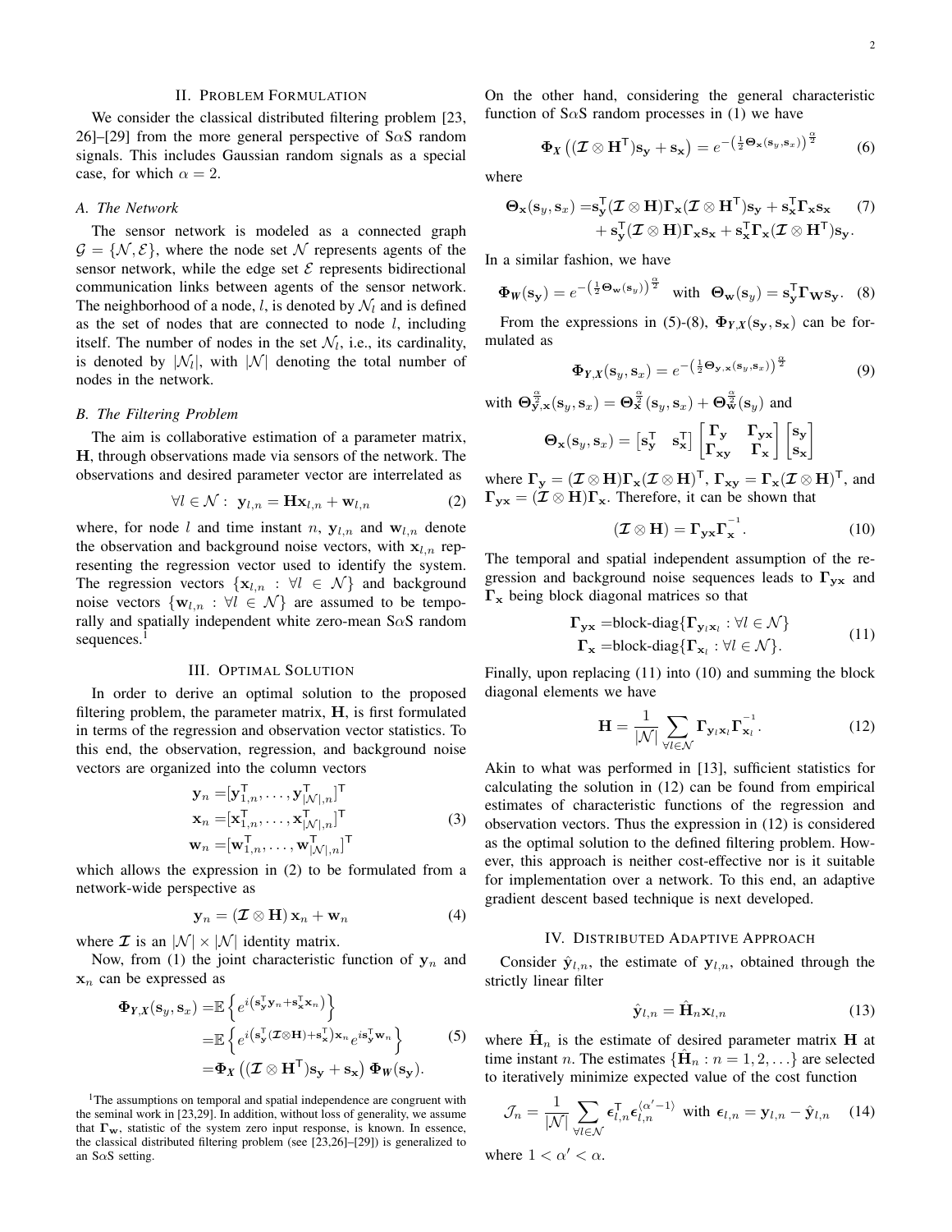## II. Problem Formulation

We consider the classical distributed filtering problem [23, 26]–[29] from the more general perspective of S$\alpha$S random signals. This includes Gaussian random signals as a special case, for which $\alpha = 2$.

### A. The Network

The sensor network is modeled as a connected graph $\mathcal{G} = \{\mathcal{N}, \mathcal{E}\}$, where the node set $\mathcal{N}$ represents agents of the sensor network, while the edge set $\mathcal{E}$ represents bidirectional communication links between agents of the sensor network. The neighborhood of a node, $l$, is denoted by $\mathcal{N}_l$ and is defined as the set of nodes that are connected to node $l$, including itself. The number of nodes in the set $\mathcal{N}_l$, i.e., its cardinality, is denoted by $|\mathcal{N}_l|$, with $|\mathcal{N}|$ denoting the total number of nodes in the network.

### B. The Filtering Problem

The aim is collaborative estimation of a parameter matrix, $\mathbf{H}$, through observations made via sensors of the network. The observations and desired parameter vector are interrelated as

$$\forall l \in \mathcal{N}: \; \mathbf{y}_{l,n} = \mathbf{H}\mathbf{x}_{l,n} + \mathbf{w}_{l,n} \tag{2}$$

where, for node $l$ and time instant $n$, $\mathbf{y}_{l,n}$ and $\mathbf{w}_{l,n}$ denote the observation and background noise vectors, with $\mathbf{x}_{l,n}$ representing the regression vector used to identify the system. The regression vectors $\{\mathbf{x}_{l,n} : \forall l \in \mathcal{N}\}$ and background noise vectors $\{\mathbf{w}_{l,n} : \forall l \in \mathcal{N}\}$ are assumed to be temporally and spatially independent white zero-mean S$\alpha$S random sequences.[1]

## III. Optimal Solution

In order to derive an optimal solution to the proposed filtering problem, the parameter matrix, $\mathbf{H}$, is first formulated in terms of the regression and observation vector statistics. To this end, the observation, regression, and background noise vectors are organized into the column vectors

$$\begin{aligned}
\mathbf{y}_n &= [\mathbf{y}_{1,n}^{\mathsf{T}}, \ldots, \mathbf{y}_{|\mathcal{N}|,n}^{\mathsf{T}}]^{\mathsf{T}} \\
\mathbf{x}_n &= [\mathbf{x}_{1,n}^{\mathsf{T}}, \ldots, \mathbf{x}_{|\mathcal{N}|,n}^{\mathsf{T}}]^{\mathsf{T}} \\
\mathbf{w}_n &= [\mathbf{w}_{1,n}^{\mathsf{T}}, \ldots, \mathbf{w}_{|\mathcal{N}|,n}^{\mathsf{T}}]^{\mathsf{T}}
\end{aligned} \tag{3}$$

which allows the expression in (2) to be formulated from a network-wide perspective as

$$\mathbf{y}_n = (\boldsymbol{\mathcal{I}} \otimes \mathbf{H})\, \mathbf{x}_n + \mathbf{w}_n \tag{4}$$

where $\boldsymbol{\mathcal{I}}$ is an $|\mathcal{N}| \times |\mathcal{N}|$ identity matrix.

Now, from (1) the joint characteristic function of $\mathbf{y}_n$ and $\mathbf{x}_n$ can be expressed as

$$\begin{aligned}
\boldsymbol{\Phi}_{Y,X}(\mathbf{s}_y, \mathbf{s}_x) &= \mathbb{E}\left\{ e^{i\left(\mathbf{s}_{\mathbf{y}}^{\mathsf{T}}\mathbf{y}_n + \mathbf{s}_{\mathbf{x}}^{\mathsf{T}}\mathbf{x}_n\right)} \right\} \\
&= \mathbb{E}\left\{ e^{i\left(\mathbf{s}_{\mathbf{y}}^{\mathsf{T}}(\boldsymbol{\mathcal{I}}\otimes\mathbf{H}) + \mathbf{s}_{\mathbf{x}}^{\mathsf{T}}\right)\mathbf{x}_n} e^{i\mathbf{s}_{\mathbf{y}}^{\mathsf{T}}\mathbf{w}_n} \right\} \\
&= \boldsymbol{\Phi}_{X}\left( (\boldsymbol{\mathcal{I}} \otimes \mathbf{H}^{\mathsf{T}})\mathbf{s}_{\mathbf{y}} + \mathbf{s}_{\mathbf{x}} \right) \boldsymbol{\Phi}_{W}(\mathbf{s}_{\mathbf{y}}).
\end{aligned} \tag{5}$$

On the other hand, considering the general characteristic function of S$\alpha$S random processes in (1) we have

$$\boldsymbol{\Phi}_{X}\left( (\boldsymbol{\mathcal{I}} \otimes \mathbf{H}^{\mathsf{T}})\mathbf{s}_{\mathbf{y}} + \mathbf{s}_{\mathbf{x}} \right) = e^{-\left(\frac{1}{2}\boldsymbol{\Theta}_{\mathbf{x}}(\mathbf{s}_y, \mathbf{s}_x)\right)^{\frac{\alpha}{2}}} \tag{6}$$

where

$$\begin{aligned}
\boldsymbol{\Theta}_{\mathbf{x}}(\mathbf{s}_y, \mathbf{s}_x) =& \mathbf{s}_{\mathbf{y}}^{\mathsf{T}}(\boldsymbol{\mathcal{I}} \otimes \mathbf{H})\boldsymbol{\Gamma}_{\mathbf{x}}(\boldsymbol{\mathcal{I}} \otimes \mathbf{H}^{\mathsf{T}})\mathbf{s}_{\mathbf{y}} + \mathbf{s}_{\mathbf{x}}^{\mathsf{T}}\boldsymbol{\Gamma}_{\mathbf{x}}\mathbf{s}_{\mathbf{x}} \\
&+ \mathbf{s}_{\mathbf{y}}^{\mathsf{T}}(\boldsymbol{\mathcal{I}} \otimes \mathbf{H})\boldsymbol{\Gamma}_{\mathbf{x}}\mathbf{s}_{\mathbf{x}} + \mathbf{s}_{\mathbf{x}}^{\mathsf{T}}\boldsymbol{\Gamma}_{\mathbf{x}}(\boldsymbol{\mathcal{I}} \otimes \mathbf{H}^{\mathsf{T}})\mathbf{s}_{\mathbf{y}}.
\end{aligned} \tag{7}$$

In a similar fashion, we have

$$\boldsymbol{\Phi}_{W}(\mathbf{s}_{\mathbf{y}}) = e^{-\left(\frac{1}{2}\boldsymbol{\Theta}_{\mathbf{w}}(\mathbf{s}_y)\right)^{\frac{\alpha}{2}}} \quad \text{with} \quad \boldsymbol{\Theta}_{\mathbf{w}}(\mathbf{s}_y) = \mathbf{s}_{\mathbf{y}}^{\mathsf{T}}\boldsymbol{\Gamma}_{\mathbf{W}}\mathbf{s}_{\mathbf{y}}. \tag{8}$$

From the expressions in (5)-(8), $\boldsymbol{\Phi}_{Y,X}(\mathbf{s}_{\mathbf{y}}, \mathbf{s}_{\mathbf{x}})$ can be formulated as

$$\boldsymbol{\Phi}_{Y,X}(\mathbf{s}_y, \mathbf{s}_x) = e^{-\left(\frac{1}{2}\boldsymbol{\Theta}_{\mathbf{y},\mathbf{x}}(\mathbf{s}_y, \mathbf{s}_x)\right)^{\frac{\alpha}{2}}} \tag{9}$$

with $\boldsymbol{\Theta}_{\mathbf{y},\mathbf{x}}^{\frac{\alpha}{2}}(\mathbf{s}_y, \mathbf{s}_x) = \boldsymbol{\Theta}_{\mathbf{x}}^{\frac{\alpha}{2}}(\mathbf{s}_y, \mathbf{s}_x) + \boldsymbol{\Theta}_{\mathbf{w}}^{\frac{\alpha}{2}}(\mathbf{s}_y)$ and

$$\boldsymbol{\Theta}_{\mathbf{x}}(\mathbf{s}_y, \mathbf{s}_x) = \begin{bmatrix} \mathbf{s}_{\mathbf{y}}^{\mathsf{T}} & \mathbf{s}_{\mathbf{x}}^{\mathsf{T}} \end{bmatrix} \begin{bmatrix} \boldsymbol{\Gamma}_{\mathbf{y}} & \boldsymbol{\Gamma}_{\mathbf{yx}} \\ \boldsymbol{\Gamma}_{\mathbf{xy}} & \boldsymbol{\Gamma}_{\mathbf{x}} \end{bmatrix} \begin{bmatrix} \mathbf{s}_{\mathbf{y}} \\ \mathbf{s}_{\mathbf{x}} \end{bmatrix}$$

where $\boldsymbol{\Gamma}_{\mathbf{y}} = (\boldsymbol{\mathcal{I}} \otimes \mathbf{H})\boldsymbol{\Gamma}_{\mathbf{x}}(\boldsymbol{\mathcal{I}} \otimes \mathbf{H})^{\mathsf{T}}$, $\boldsymbol{\Gamma}_{\mathbf{xy}} = \boldsymbol{\Gamma}_{\mathbf{x}}(\boldsymbol{\mathcal{I}} \otimes \mathbf{H})^{\mathsf{T}}$, and $\boldsymbol{\Gamma}_{\mathbf{yx}} = (\boldsymbol{\mathcal{I}} \otimes \mathbf{H})\boldsymbol{\Gamma}_{\mathbf{x}}$. Therefore, it can be shown that

$$(\boldsymbol{\mathcal{I}} \otimes \mathbf{H}) = \boldsymbol{\Gamma}_{\mathbf{yx}}\boldsymbol{\Gamma}_{\mathbf{x}}^{-1}. \tag{10}$$

The temporal and spatial independent assumption of the regression and background noise sequences leads to $\boldsymbol{\Gamma}_{\mathbf{yx}}$ and $\boldsymbol{\Gamma}_{\mathbf{x}}$ being block diagonal matrices so that

$$\begin{aligned}
\boldsymbol{\Gamma}_{\mathbf{yx}} &= \text{block-diag}\{\boldsymbol{\Gamma}_{\mathbf{y}_l\mathbf{x}_l} : \forall l \in \mathcal{N}\} \\
\boldsymbol{\Gamma}_{\mathbf{x}} &= \text{block-diag}\{\boldsymbol{\Gamma}_{\mathbf{x}_l} : \forall l \in \mathcal{N}\}.
\end{aligned} \tag{11}$$

Finally, upon replacing (11) into (10) and summing the block diagonal elements we have

$$\mathbf{H} = \frac{1}{|\mathcal{N}|} \sum_{\forall l \in \mathcal{N}} \boldsymbol{\Gamma}_{\mathbf{y}_l\mathbf{x}_l}\boldsymbol{\Gamma}_{\mathbf{x}_l}^{-1}. \tag{12}$$

Akin to what was performed in [13], sufficient statistics for calculating the solution in (12) can be found from empirical estimates of characteristic functions of the regression and observation vectors. Thus the expression in (12) is considered as the optimal solution to the defined filtering problem. However, this approach is neither cost-effective nor is it suitable for implementation over a network. To this end, an adaptive gradient descent based technique is next developed.

## IV. Distributed Adaptive Approach

Consider $\hat{\mathbf{y}}_{l,n}$, the estimate of $\mathbf{y}_{l,n}$, obtained through the strictly linear filter

$$\hat{\mathbf{y}}_{l,n} = \hat{\mathbf{H}}_n\mathbf{x}_{l,n} \tag{13}$$

where $\hat{\mathbf{H}}_n$ is the estimate of desired parameter matrix $\mathbf{H}$ at time instant $n$. The estimates $\{\hat{\mathbf{H}}_n : n = 1, 2, \ldots\}$ are selected to iteratively minimize expected value of the cost function

$$\mathcal{J}_n = \frac{1}{|\mathcal{N}|} \sum_{\forall l \in \mathcal{N}} \boldsymbol{\epsilon}_{l,n}^{\mathsf{T}}\boldsymbol{\epsilon}_{l,n}^{\langle \alpha' - 1 \rangle} \text{ with } \boldsymbol{\epsilon}_{l,n} = \mathbf{y}_{l,n} - \hat{\mathbf{y}}_{l,n} \tag{14}$$

where $1 < \alpha' < \alpha$.

[1] The assumptions on temporal and spatial independence are congruent with the seminal work in [23,29]. In addition, without loss of generality, we assume that $\boldsymbol{\Gamma}_{\mathbf{w}}$, statistic of the system zero input response, is known. In essence, the classical distributed filtering problem (see [23,26]–[29]) is generalized to an S$\alpha$S setting.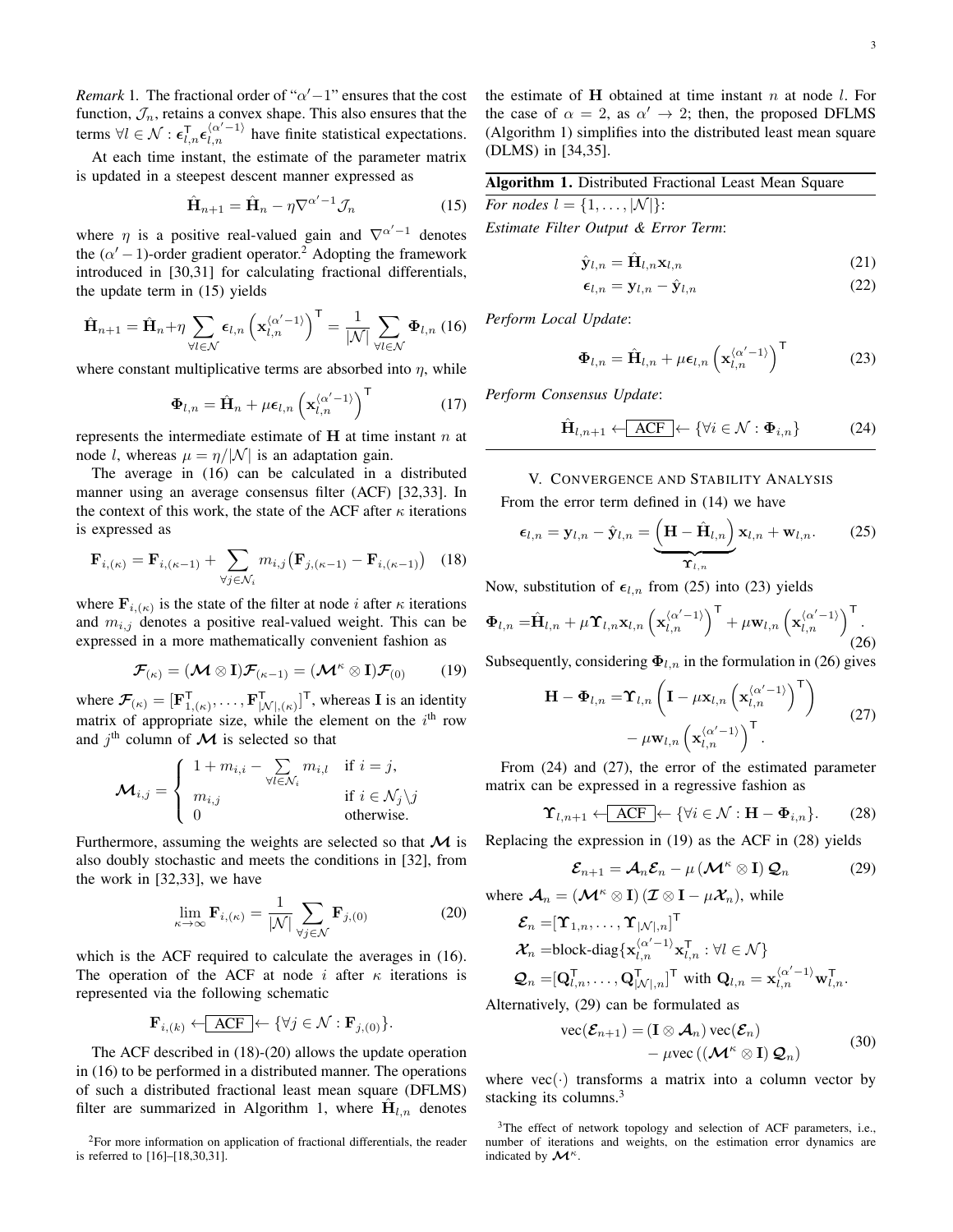*Remark* 1. The fractional order of "$\alpha'-1$" ensures that the cost function, $\mathcal{J}_n$, retains a convex shape. This also ensures that the terms $\forall l \in \mathcal{N}: \boldsymbol{\epsilon}_{l,n}^{\mathsf{T}} \boldsymbol{\epsilon}_{l,n}^{\langle \alpha'-1 \rangle}$ have finite statistical expectations.

At each time instant, the estimate of the parameter matrix is updated in a steepest descent manner expressed as

$$\hat{\mathbf{H}}_{n+1} = \hat{\mathbf{H}}_n - \eta \nabla^{\alpha'-1} \mathcal{J}_n \tag{15}$$

where $\eta$ is a positive real-valued gain and $\nabla^{\alpha'-1}$ denotes the $(\alpha'-1)$-order gradient operator.[2] Adopting the framework introduced in [30,31] for calculating fractional differentials, the update term in (15) yields

$$\hat{\mathbf{H}}_{n+1} = \hat{\mathbf{H}}_n + \eta \sum_{\forall l \in \mathcal{N}} \boldsymbol{\epsilon}_{l,n} \left( \mathbf{x}_{l,n}^{\langle \alpha'-1 \rangle} \right)^{\mathsf{T}} = \frac{1}{|\mathcal{N}|} \sum_{\forall l \in \mathcal{N}} \boldsymbol{\Phi}_{l,n} \tag{16}$$

where constant multiplicative terms are absorbed into $\eta$, while

$$\boldsymbol{\Phi}_{l,n} = \hat{\mathbf{H}}_n + \mu \boldsymbol{\epsilon}_{l,n} \left( \mathbf{x}_{l,n}^{\langle \alpha'-1 \rangle} \right)^{\mathsf{T}} \tag{17}$$

represents the intermediate estimate of $\mathbf{H}$ at time instant $n$ at node $l$, whereas $\mu = \eta / |\mathcal{N}|$ is an adaptation gain.

The average in (16) can be calculated in a distributed manner using an average consensus filter (ACF) [32,33]. In the context of this work, the state of the ACF after $\kappa$ iterations is expressed as

$$\mathbf{F}_{i,(\kappa)} = \mathbf{F}_{i,(\kappa-1)} + \sum_{\forall j \in \mathcal{N}_i} m_{i,j} \big( \mathbf{F}_{j,(\kappa-1)} - \mathbf{F}_{i,(\kappa-1)} \big) \tag{18}$$

where $\mathbf{F}_{i,(\kappa)}$ is the state of the filter at node $i$ after $\kappa$ iterations and $m_{i,j}$ denotes a positive real-valued weight. This can be expressed in a more mathematically convenient fashion as

$$\boldsymbol{\mathcal{F}}_{(\kappa)} = (\boldsymbol{\mathcal{M}} \otimes \mathbf{I}) \boldsymbol{\mathcal{F}}_{(\kappa-1)} = (\boldsymbol{\mathcal{M}}^{\kappa} \otimes \mathbf{I}) \boldsymbol{\mathcal{F}}_{(0)} \tag{19}$$

where $\boldsymbol{\mathcal{F}}_{(\kappa)} = [\mathbf{F}_{1,(\kappa)}^{\mathsf{T}}, \ldots, \mathbf{F}_{|\mathcal{N}|,(\kappa)}^{\mathsf{T}}]^{\mathsf{T}}$, whereas $\mathbf{I}$ is an identity matrix of appropriate size, while the element on the $i^{\text{th}}$ row and $j^{\text{th}}$ column of $\boldsymbol{\mathcal{M}}$ is selected so that

$$\boldsymbol{\mathcal{M}}_{i,j} = \begin{cases} 1 + m_{i,i} - \sum\limits_{\forall l \in \mathcal{N}_i} m_{i,l} & \text{if } i = j, \\ m_{i,j} & \text{if } i \in \mathcal{N}_j \backslash j \\ 0 & \text{otherwise.} \end{cases}$$

Furthermore, assuming the weights are selected so that $\boldsymbol{\mathcal{M}}$ is also doubly stochastic and meets the conditions in [32], from the work in [32,33], we have

$$\lim_{\kappa \to \infty} \mathbf{F}_{i,(\kappa)} = \frac{1}{|\mathcal{N}|} \sum_{\forall j \in \mathcal{N}} \mathbf{F}_{j,(0)} \tag{20}$$

which is the ACF required to calculate the averages in (16). The operation of the ACF at node $i$ after $\kappa$ iterations is represented via the following schematic

$$\mathbf{F}_{i,(k)} \leftarrow \boxed{\text{ACF}} \leftarrow \{\forall j \in \mathcal{N} : \mathbf{F}_{j,(0)}\}.$$

The ACF described in (18)-(20) allows the update operation in (16) to be performed in a distributed manner. The operations of such a distributed fractional least mean square (DFLMS) filter are summarized in Algorithm 1, where $\hat{\mathbf{H}}_{l,n}$ denotes the estimate of $\mathbf{H}$ obtained at time instant $n$ at node $l$. For the case of $\alpha = 2$, as $\alpha' \to 2$; then, the proposed DFLMS (Algorithm 1) simplifies into the distributed least mean square (DLMS) in [34,35].

---

**Algorithm 1.** Distributed Fractional Least Mean Square

*For nodes* $l = \{1, \ldots, |\mathcal{N}|\}$:

*Estimate Filter Output & Error Term*:

$$\hat{\mathbf{y}}_{l,n} = \hat{\mathbf{H}}_{l,n} \mathbf{x}_{l,n} \tag{21}$$

$$\boldsymbol{\epsilon}_{l,n} = \mathbf{y}_{l,n} - \hat{\mathbf{y}}_{l,n} \tag{22}$$

*Perform Local Update*:

$$\boldsymbol{\Phi}_{l,n} = \hat{\mathbf{H}}_{l,n} + \mu \boldsymbol{\epsilon}_{l,n} \left( \mathbf{x}_{l,n}^{\langle \alpha'-1 \rangle} \right)^{\mathsf{T}} \tag{23}$$

*Perform Consensus Update*:

$$\hat{\mathbf{H}}_{l,n+1} \leftarrow \boxed{\text{ACF}} \leftarrow \{\forall i \in \mathcal{N} : \boldsymbol{\Phi}_{i,n}\} \tag{24}$$

---

## V. Convergence and Stability Analysis

From the error term defined in (14) we have

$$\boldsymbol{\epsilon}_{l,n} = \mathbf{y}_{l,n} - \hat{\mathbf{y}}_{l,n} = \underbrace{\left( \mathbf{H} - \hat{\mathbf{H}}_{l,n} \right)}_{\boldsymbol{\Upsilon}_{l,n}} \mathbf{x}_{l,n} + \mathbf{w}_{l,n}. \tag{25}$$

Now, substitution of $\boldsymbol{\epsilon}_{l,n}$ from (25) into (23) yields

$$\boldsymbol{\Phi}_{l,n} = \hat{\mathbf{H}}_{l,n} + \mu \boldsymbol{\Upsilon}_{l,n} \mathbf{x}_{l,n} \left( \mathbf{x}_{l,n}^{\langle \alpha'-1 \rangle} \right)^{\mathsf{T}} + \mu \mathbf{w}_{l,n} \left( \mathbf{x}_{l,n}^{\langle \alpha'-1 \rangle} \right)^{\mathsf{T}}. \tag{26}$$

Subsequently, considering $\boldsymbol{\Phi}_{l,n}$ in the formulation in (26) gives

$$\mathbf{H} - \boldsymbol{\Phi}_{l,n} = \boldsymbol{\Upsilon}_{l,n} \left( \mathbf{I} - \mu \mathbf{x}_{l,n} \left( \mathbf{x}_{l,n}^{\langle \alpha'-1 \rangle} \right)^{\mathsf{T}} \right) - \mu \mathbf{w}_{l,n} \left( \mathbf{x}_{l,n}^{\langle \alpha'-1 \rangle} \right)^{\mathsf{T}}. \tag{27}$$

From (24) and (27), the error of the estimated parameter matrix can be expressed in a regressive fashion as

$$\boldsymbol{\Upsilon}_{l,n+1} \leftarrow \boxed{\text{ACF}} \leftarrow \{\forall i \in \mathcal{N} : \mathbf{H} - \boldsymbol{\Phi}_{i,n}\}. \tag{28}$$

Replacing the expression in (19) as the ACF in (28) yields

$$\boldsymbol{\mathcal{E}}_{n+1} = \boldsymbol{\mathcal{A}}_n \boldsymbol{\mathcal{E}}_n - \mu \left( \boldsymbol{\mathcal{M}}^{\kappa} \otimes \mathbf{I} \right) \boldsymbol{\mathcal{Q}}_n \tag{29}$$

where $\boldsymbol{\mathcal{A}}_n = \left( \boldsymbol{\mathcal{M}}^{\kappa} \otimes \mathbf{I} \right) \left( \boldsymbol{\mathcal{I}} \otimes \mathbf{I} - \mu \boldsymbol{\mathcal{X}}_n \right)$, while

$$\boldsymbol{\mathcal{E}}_n = [\boldsymbol{\Upsilon}_{1,n}, \ldots, \boldsymbol{\Upsilon}_{|\mathcal{N}|,n}]^{\mathsf{T}}$$

$$\boldsymbol{\mathcal{X}}_n = \text{block-diag}\{\mathbf{x}_{l,n}^{\langle \alpha'-1 \rangle} \mathbf{x}_{l,n}^{\mathsf{T}} : \forall l \in \mathcal{N}\}$$

$$\boldsymbol{\mathcal{Q}}_n = [\mathbf{Q}_{l,n}^{\mathsf{T}}, \ldots, \mathbf{Q}_{|\mathcal{N}|,n}^{\mathsf{T}}]^{\mathsf{T}} \text{ with } \mathbf{Q}_{l,n} = \mathbf{x}_{l,n}^{\langle \alpha'-1 \rangle} \mathbf{w}_{l,n}^{\mathsf{T}}.$$

Alternatively, (29) can be formulated as

$$\text{vec}(\boldsymbol{\mathcal{E}}_{n+1}) = \left( \mathbf{I} \otimes \boldsymbol{\mathcal{A}}_n \right) \text{vec}(\boldsymbol{\mathcal{E}}_n) - \mu \text{vec}\left( \left( \boldsymbol{\mathcal{M}}^{\kappa} \otimes \mathbf{I} \right) \boldsymbol{\mathcal{Q}}_n \right) \tag{30}$$

where $\text{vec}(\cdot)$ transforms a matrix into a column vector by stacking its columns.[3]

---

[2] For more information on application of fractional differentials, the reader is referred to [16]–[18,30,31].

[3] The effect of network topology and selection of ACF parameters, i.e., number of iterations and weights, on the estimation error dynamics are indicated by $\boldsymbol{\mathcal{M}}^{\kappa}$.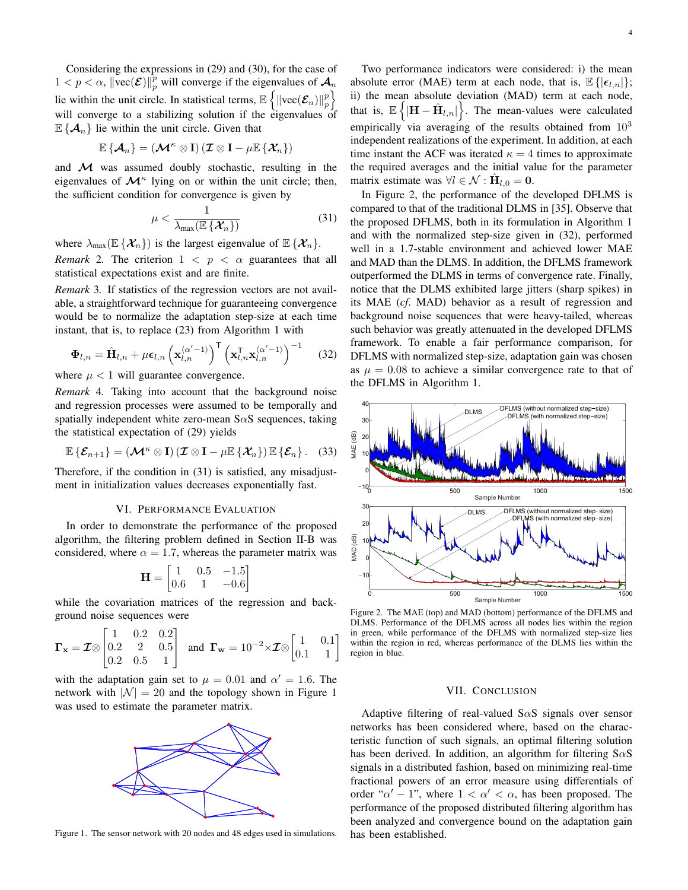Considering the expressions in (29) and (30), for the case of $1 < p < \alpha$, $\|\text{vec}(\boldsymbol{\mathcal{E}})\|_p^p$ will converge if the eigenvalues of $\boldsymbol{\mathcal{A}}_n$ lie within the unit circle. In statistical terms, $\mathbb{E}\left\{\|\text{vec}(\boldsymbol{\mathcal{E}}_n)\|_p^p\right\}$ will converge to a stabilizing solution if the eigenvalues of $\mathbb{E}\{\boldsymbol{\mathcal{A}}_n\}$ lie within the unit circle. Given that

$$\mathbb{E}\{\boldsymbol{\mathcal{A}}_n\} = (\boldsymbol{\mathcal{M}}^\kappa \otimes \mathbf{I})(\boldsymbol{\mathcal{I}} \otimes \mathbf{I} - \mu\mathbb{E}\{\boldsymbol{\mathcal{X}}_n\})$$

and $\boldsymbol{\mathcal{M}}$ was assumed doubly stochastic, resulting in the eigenvalues of $\boldsymbol{\mathcal{M}}^\kappa$ lying on or within the unit circle; then, the sufficient condition for convergence is given by

$$\mu < \frac{1}{\lambda_{\max}(\mathbb{E}\{\boldsymbol{\mathcal{X}}_n\})} \tag{31}$$

where $\lambda_{\max}(\mathbb{E}\{\boldsymbol{\mathcal{X}}_n\})$ is the largest eigenvalue of $\mathbb{E}\{\boldsymbol{\mathcal{X}}_n\}$.

*Remark 2.* The criterion $1 < p < \alpha$ guarantees that all statistical expectations exist and are finite.

*Remark 3.* If statistics of the regression vectors are not available, a straightforward technique for guaranteeing convergence would be to normalize the adaptation step-size at each time instant, that is, to replace (23) from Algorithm 1 with

$$\boldsymbol{\Phi}_{l,n} = \hat{\mathbf{H}}_{l,n} + \mu\boldsymbol{\epsilon}_{l,n}\left(\mathbf{x}_{l,n}^{\langle\alpha'-1\rangle}\right)^\mathsf{T}\left(\mathbf{x}_{l,n}^\mathsf{T}\mathbf{x}_{l,n}^{\langle\alpha'-1\rangle}\right)^{-1} \tag{32}$$

where $\mu < 1$ will guarantee convergence.

*Remark 4.* Taking into account that the background noise and regression processes were assumed to be temporally and spatially independent white zero-mean S$\alpha$S sequences, taking the statistical expectation of (29) yields

$$\mathbb{E}\{\boldsymbol{\mathcal{E}}_{n+1}\} = (\boldsymbol{\mathcal{M}}^\kappa \otimes \mathbf{I})(\boldsymbol{\mathcal{I}} \otimes \mathbf{I} - \mu\mathbb{E}\{\boldsymbol{\mathcal{X}}_n\})\,\mathbb{E}\{\boldsymbol{\mathcal{E}}_n\}. \tag{33}$$

Therefore, if the condition in (31) is satisfied, any misadjustment in initialization values decreases exponentially fast.

## VI. Performance Evaluation

In order to demonstrate the performance of the proposed algorithm, the filtering problem defined in Section II-B was considered, where $\alpha = 1.7$, whereas the parameter matrix was

$$\mathbf{H} = \begin{bmatrix} 1 & 0.5 & -1.5 \\ 0.6 & 1 & -0.6 \end{bmatrix}$$

while the covariation matrices of the regression and background noise sequences were

$$\boldsymbol{\Gamma}_\mathbf{x} = \boldsymbol{\mathcal{I}} \otimes \begin{bmatrix} 1 & 0.2 & 0.2 \\ 0.2 & 2 & 0.5 \\ 0.2 & 0.5 & 1 \end{bmatrix} \quad \text{and} \quad \boldsymbol{\Gamma}_\mathbf{w} = 10^{-2} \times \boldsymbol{\mathcal{I}} \otimes \begin{bmatrix} 1 & 0.1 \\ 0.1 & 1 \end{bmatrix}$$

with the adaptation gain set to $\mu = 0.01$ and $\alpha' = 1.6$. The network with $|\mathcal{N}| = 20$ and the topology shown in Figure 1 was used to estimate the parameter matrix.

Figure 1. The sensor network with 20 nodes and 48 edges used in simulations.

Two performance indicators were considered: i) the mean absolute error (MAE) term at each node, that is, $\mathbb{E}\{|\boldsymbol{\epsilon}_{l,n}|\}$; ii) the mean absolute deviation (MAD) term at each node, that is, $\mathbb{E}\left\{|\mathbf{H} - \hat{\mathbf{H}}_{l,n}|\right\}$. The mean-values were calculated empirically via averaging of the results obtained from $10^3$ independent realizations of the experiment. In addition, at each time instant the ACF was iterated $\kappa = 4$ times to approximate the required averages and the initial value for the parameter matrix estimate was $\forall l \in \mathcal{N} : \hat{\mathbf{H}}_{l,0} = \mathbf{0}$.

In Figure 2, the performance of the developed DFLMS is compared to that of the traditional DLMS in [35]. Observe that the proposed DFLMS, both in its formulation in Algorithm 1 and with the normalized step-size given in (32), performed well in a 1.7-stable environment and achieved lower MAE and MAD than the DLMS. In addition, the DFLMS framework outperformed the DLMS in terms of convergence rate. Finally, notice that the DLMS exhibited large jitters (sharp spikes) in its MAE (*cf.* MAD) behavior as a result of regression and background noise sequences that were heavy-tailed, whereas such behavior was greatly attenuated in the developed DFLMS framework. To enable a fair performance comparison, for DFLMS with normalized step-size, adaptation gain was chosen as $\mu = 0.08$ to achieve a similar convergence rate to that of the DFLMS in Algorithm 1.

Figure 2. The MAE (top) and MAD (bottom) performance of the DFLMS and DLMS. Performance of the DFLMS across all nodes lies within the region in green, while performance of the DFLMS with normalized step-size lies within the region in red, whereas performance of the DLMS lies within the region in blue.

## VII. Conclusion

Adaptive filtering of real-valued S$\alpha$S signals over sensor networks has been considered where, based on the characteristic function of such signals, an optimal filtering solution has been derived. In addition, an algorithm for filtering S$\alpha$S signals in a distributed fashion, based on minimizing real-time fractional powers of an error measure using differentials of order "$\alpha' - 1$", where $1 < \alpha' < \alpha$, has been proposed. The performance of the proposed distributed filtering algorithm has been analyzed and convergence bound on the adaptation gain has been established.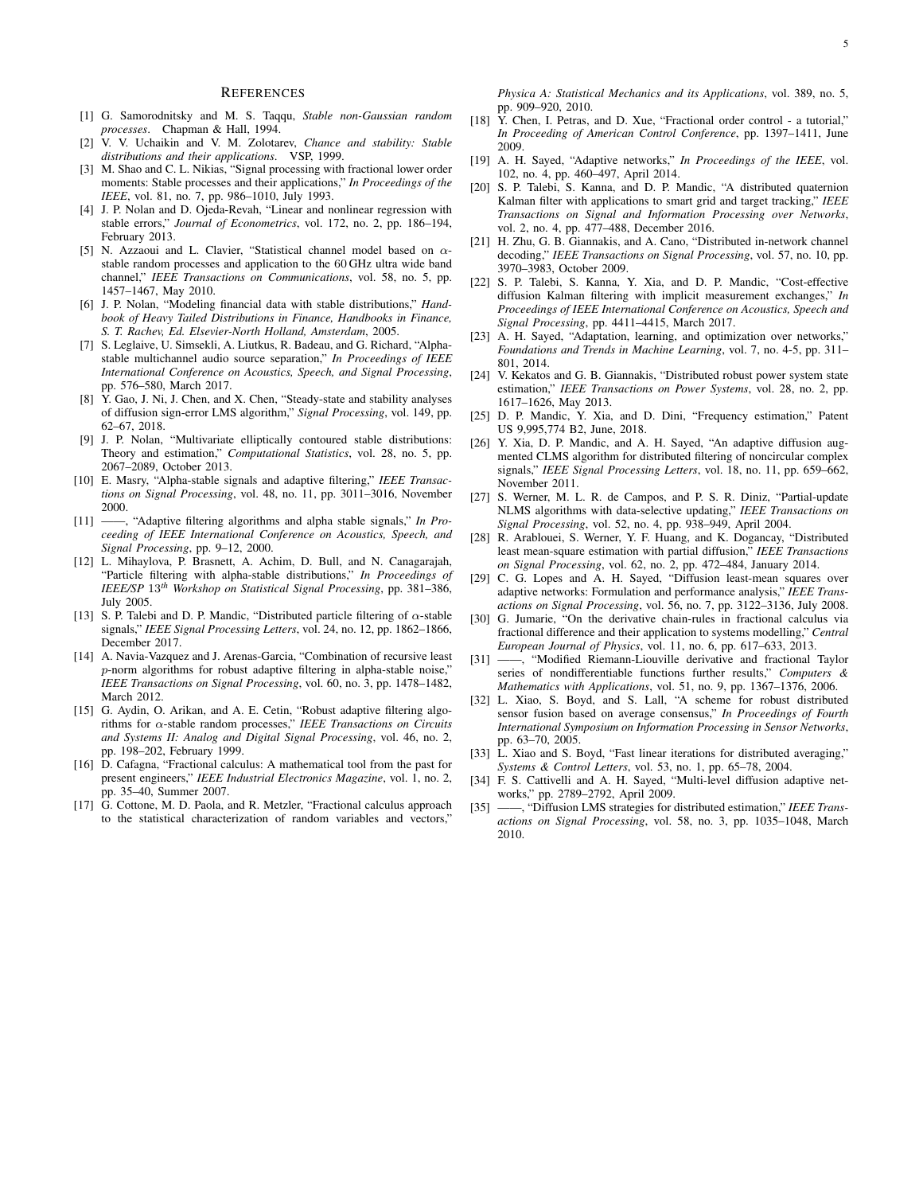## References

[1] G. Samorodnitsky and M. S. Taqqu, *Stable non-Gaussian random processes*. Chapman & Hall, 1994.

[2] V. V. Uchaikin and V. M. Zolotarev, *Chance and stability: Stable distributions and their applications*. VSP, 1999.

[3] M. Shao and C. L. Nikias, "Signal processing with fractional lower order moments: Stable processes and their applications," *In Proceedings of the IEEE*, vol. 81, no. 7, pp. 986–1010, July 1993.

[4] J. P. Nolan and D. Ojeda-Revah, "Linear and nonlinear regression with stable errors," *Journal of Econometrics*, vol. 172, no. 2, pp. 186–194, February 2013.

[5] N. Azzaoui and L. Clavier, "Statistical channel model based on $\alpha$-stable random processes and application to the 60 GHz ultra wide band channel," *IEEE Transactions on Communications*, vol. 58, no. 5, pp. 1457–1467, May 2010.

[6] J. P. Nolan, "Modeling financial data with stable distributions," *Handbook of Heavy Tailed Distributions in Finance, Handbooks in Finance, S. T. Rachev, Ed. Elsevier-North Holland, Amsterdam*, 2005.

[7] S. Leglaive, U. Simsekli, A. Liutkus, R. Badeau, and G. Richard, "Alpha-stable multichannel audio source separation," *In Proceedings of IEEE International Conference on Acoustics, Speech, and Signal Processing*, pp. 576–580, March 2017.

[8] Y. Gao, J. Ni, J. Chen, and X. Chen, "Steady-state and stability analyses of diffusion sign-error LMS algorithm," *Signal Processing*, vol. 149, pp. 62–67, 2018.

[9] J. P. Nolan, "Multivariate elliptically contoured stable distributions: Theory and estimation," *Computational Statistics*, vol. 28, no. 5, pp. 2067–2089, October 2013.

[10] E. Masry, "Alpha-stable signals and adaptive filtering," *IEEE Transactions on Signal Processing*, vol. 48, no. 11, pp. 3011–3016, November 2000.

[11] ——, "Adaptive filtering algorithms and alpha stable signals," *In Proceeding of IEEE International Conference on Acoustics, Speech, and Signal Processing*, pp. 9–12, 2000.

[12] L. Mihaylova, P. Brasnett, A. Achim, D. Bull, and N. Canagarajah, "Particle filtering with alpha-stable distributions," *In Proceedings of IEEE/SP* 13*th* *Workshop on Statistical Signal Processing*, pp. 381–386, July 2005.

[13] S. P. Talebi and D. P. Mandic, "Distributed particle filtering of $\alpha$-stable signals," *IEEE Signal Processing Letters*, vol. 24, no. 12, pp. 1862–1866, December 2017.

[14] A. Navia-Vazquez and J. Arenas-Garcia, "Combination of recursive least $p$-norm algorithms for robust adaptive filtering in alpha-stable noise," *IEEE Transactions on Signal Processing*, vol. 60, no. 3, pp. 1478–1482, March 2012.

[15] G. Aydin, O. Arikan, and A. E. Cetin, "Robust adaptive filtering algorithms for $\alpha$-stable random processes," *IEEE Transactions on Circuits and Systems II: Analog and Digital Signal Processing*, vol. 46, no. 2, pp. 198–202, February 1999.

[16] D. Cafagna, "Fractional calculus: A mathematical tool from the past for present engineers," *IEEE Industrial Electronics Magazine*, vol. 1, no. 2, pp. 35–40, Summer 2007.

[17] G. Cottone, M. D. Paola, and R. Metzler, "Fractional calculus approach to the statistical characterization of random variables and vectors," *Physica A: Statistical Mechanics and its Applications*, vol. 389, no. 5, pp. 909–920, 2010.

[18] Y. Chen, I. Petras, and D. Xue, "Fractional order control - a tutorial," *In Proceeding of American Control Conference*, pp. 1397–1411, June 2009.

[19] A. H. Sayed, "Adaptive networks," *In Proceedings of the IEEE*, vol. 102, no. 4, pp. 460–497, April 2014.

[20] S. P. Talebi, S. Kanna, and D. P. Mandic, "A distributed quaternion Kalman filter with applications to smart grid and target tracking," *IEEE Transactions on Signal and Information Processing over Networks*, vol. 2, no. 4, pp. 477–488, December 2016.

[21] H. Zhu, G. B. Giannakis, and A. Cano, "Distributed in-network channel decoding," *IEEE Transactions on Signal Processing*, vol. 57, no. 10, pp. 3970–3983, October 2009.

[22] S. P. Talebi, S. Kanna, Y. Xia, and D. P. Mandic, "Cost-effective diffusion Kalman filtering with implicit measurement exchanges," *In Proceedings of IEEE International Conference on Acoustics, Speech and Signal Processing*, pp. 4411–4415, March 2017.

[23] A. H. Sayed, "Adaptation, learning, and optimization over networks," *Foundations and Trends in Machine Learning*, vol. 7, no. 4-5, pp. 311–801, 2014.

[24] V. Kekatos and G. B. Giannakis, "Distributed robust power system state estimation," *IEEE Transactions on Power Systems*, vol. 28, no. 2, pp. 1617–1626, May 2013.

[25] D. P. Mandic, Y. Xia, and D. Dini, "Frequency estimation," Patent US 9,995,774 B2, June, 2018.

[26] Y. Xia, D. P. Mandic, and A. H. Sayed, "An adaptive diffusion augmented CLMS algorithm for distributed filtering of noncircular complex signals," *IEEE Signal Processing Letters*, vol. 18, no. 11, pp. 659–662, November 2011.

[27] S. Werner, M. L. R. de Campos, and P. S. R. Diniz, "Partial-update NLMS algorithms with data-selective updating," *IEEE Transactions on Signal Processing*, vol. 52, no. 4, pp. 938–949, April 2004.

[28] R. Arablouei, S. Werner, Y. F. Huang, and K. Dogancay, "Distributed least mean-square estimation with partial diffusion," *IEEE Transactions on Signal Processing*, vol. 62, no. 2, pp. 472–484, January 2014.

[29] C. G. Lopes and A. H. Sayed, "Diffusion least-mean squares over adaptive networks: Formulation and performance analysis," *IEEE Transactions on Signal Processing*, vol. 56, no. 7, pp. 3122–3136, July 2008.

[30] G. Jumarie, "On the derivative chain-rules in fractional calculus via fractional difference and their application to systems modelling," *Central European Journal of Physics*, vol. 11, no. 6, pp. 617–633, 2013.

[31] ——, "Modified Riemann-Liouville derivative and fractional Taylor series of nondifferentiable functions further results," *Computers & Mathematics with Applications*, vol. 51, no. 9, pp. 1367–1376, 2006.

[32] L. Xiao, S. Boyd, and S. Lall, "A scheme for robust distributed sensor fusion based on average consensus," *In Proceedings of Fourth International Symposium on Information Processing in Sensor Networks*, pp. 63–70, 2005.

[33] L. Xiao and S. Boyd, "Fast linear iterations for distributed averaging," *Systems & Control Letters*, vol. 53, no. 1, pp. 65–78, 2004.

[34] F. S. Cattivelli and A. H. Sayed, "Multi-level diffusion adaptive networks," pp. 2789–2792, April 2009.

[35] ——, "Diffusion LMS strategies for distributed estimation," *IEEE Transactions on Signal Processing*, vol. 58, no. 3, pp. 1035–1048, March 2010.